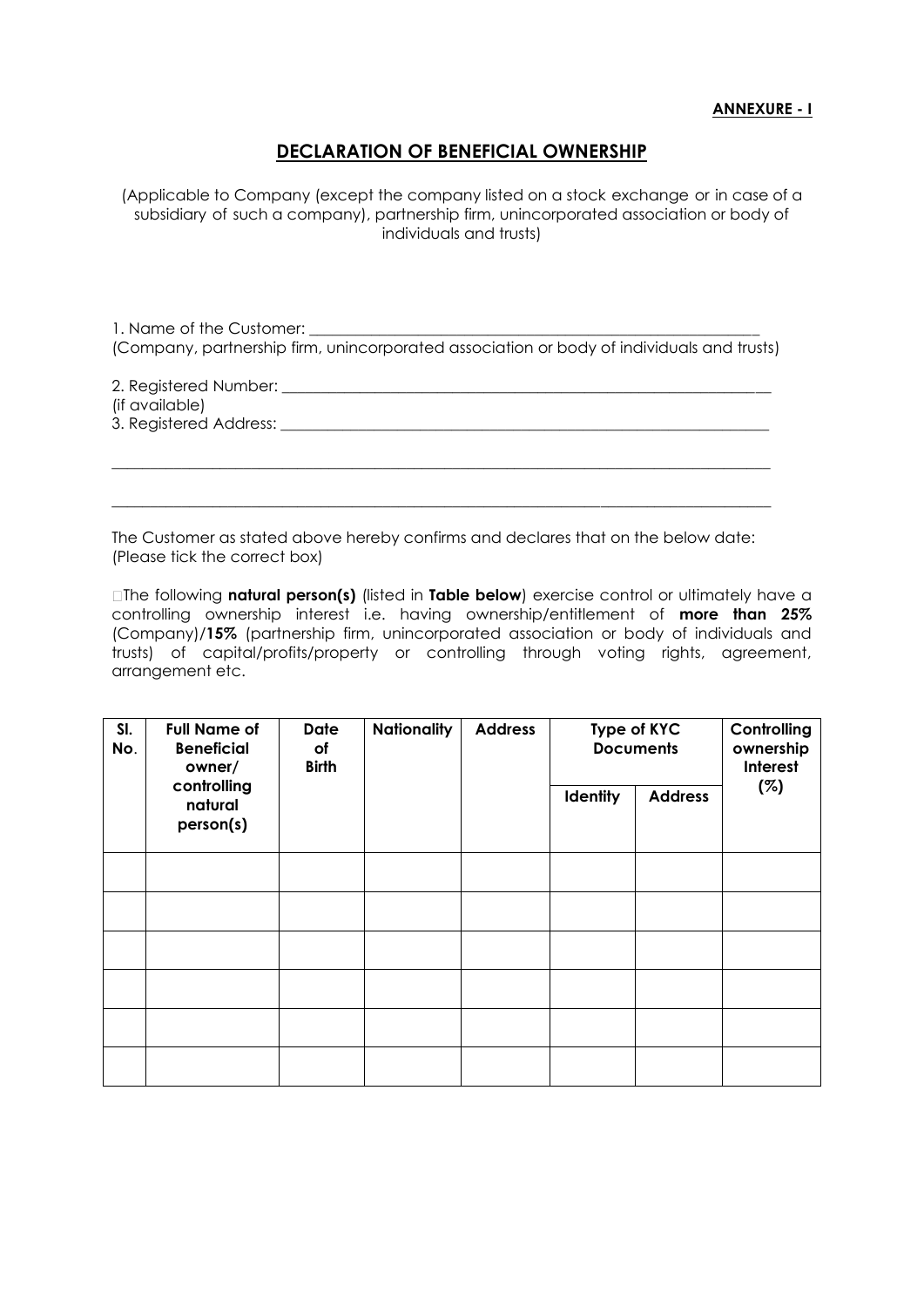**ANNEXURE - I**

## DECLARATION OF BENEFICIAL OWNERSHIP

(Applicable to Company (except the company listed on a stock exchange or in case of a subsidiary of such a company), partnership firm, unincorporated association or body of individuals and trusts)

1. Name of the Customer: ____________________________________________________________
(Company, partnership firm, unincorporated association or body of individuals and trusts)

2. Registered Number: ______________________________________________________________
(if available)
3. Registered Address: ______________________________________________________________

_____________________________________________________________________________________

_____________________________________________________________________________________

The Customer as stated above hereby confirms and declares that on the below date:
(Please tick the correct box)

☐The following **natural person(s)** (listed in **Table below**) exercise control or ultimately have a controlling ownership interest i.e. having ownership/entitlement of **more than 25%** (Company)/**15%** (partnership firm, unincorporated association or body of individuals and trusts) of capital/profits/property or controlling through voting rights, agreement, arrangement etc.

| Sl. No. | Full Name of Beneficial owner/ controlling natural person(s) | Date of Birth | Nationality | Address | Type of KYC Documents | | Controlling ownership Interest (%) |
|---|---|---|---|---|---|---|---|
| | | | | | Identity | Address | |
| | | | | | | | |
| | | | | | | | |
| | | | | | | | |
| | | | | | | | |
| | | | | | | | |
| | | | | | | | |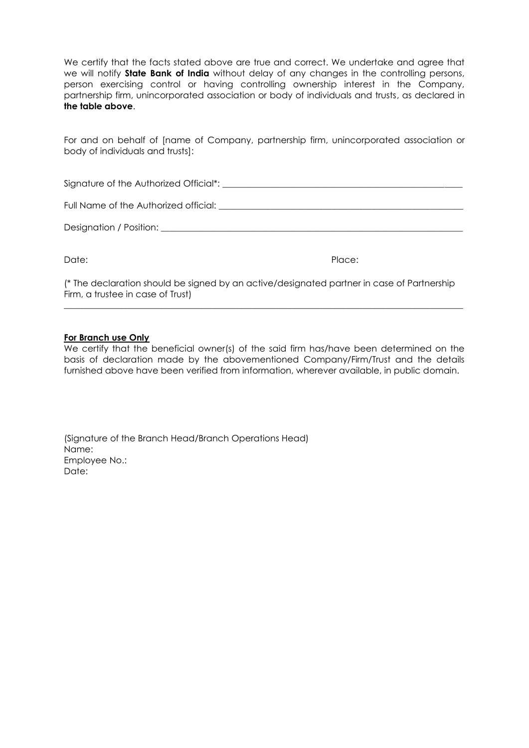We certify that the facts stated above are true and correct. We undertake and agree that we will notify **State Bank of India** without delay of any changes in the controlling persons, person exercising control or having controlling ownership interest in the Company, partnership firm, unincorporated association or body of individuals and trusts, as declared in **the table above**.

For and on behalf of [name of Company, partnership firm, unincorporated association or body of individuals and trusts]:

Signature of the Authorized Official*: ______________________________________________________

Full Name of the Authorized official: ______________________________________________________

Designation / Position: _______________________________________________________________

Date: Place:

(* The declaration should be signed by an active/designated partner in case of Partnership Firm, a trustee in case of Trust)

---

**For Branch use Only**

We certify that the beneficial owner(s) of the said firm has/have been determined on the basis of declaration made by the abovementioned Company/Firm/Trust and the details furnished above have been verified from information, wherever available, in public domain.

(Signature of the Branch Head/Branch Operations Head)
Name:
Employee No.:
Date: